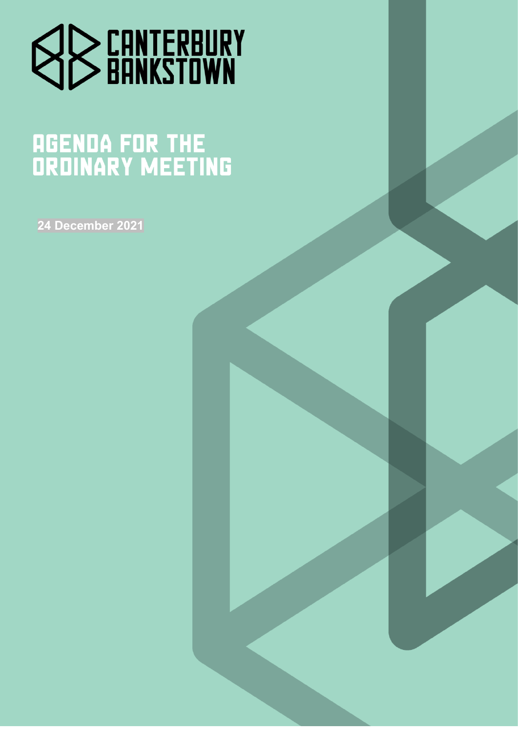CANTERBURY BANKSTOWN

# AGENDA FOR THE ORDINARY MEETING

**24 December 2021**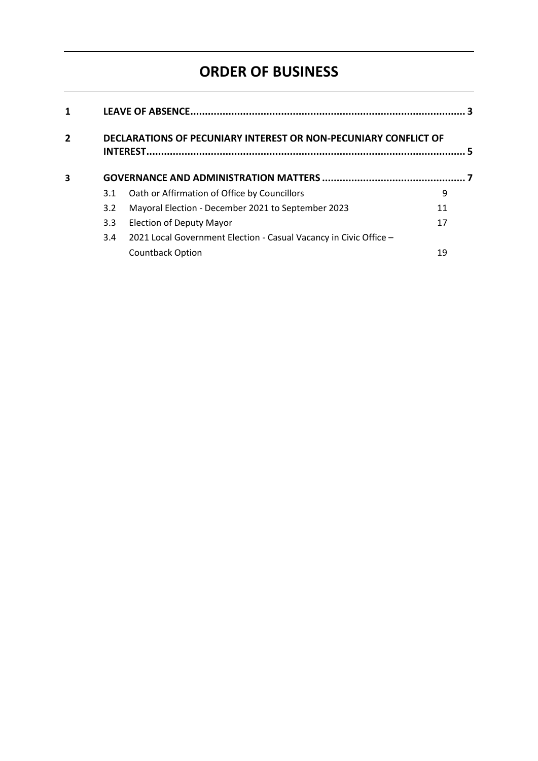# ORDER OF BUSINESS

| | | | |
|---|---|---|---|
| **1** | **LEAVE OF ABSENCE** | | **3** |
| **2** | **DECLARATIONS OF PECUNIARY INTEREST OR NON-PECUNIARY CONFLICT OF INTEREST** | | **5** |
| **3** | **GOVERNANCE AND ADMINISTRATION MATTERS** | | **7** |
| | 3.1 | Oath or Affirmation of Office by Councillors | 9 |
| | 3.2 | Mayoral Election - December 2021 to September 2023 | 11 |
| | 3.3 | Election of Deputy Mayor | 17 |
| | 3.4 | 2021 Local Government Election - Casual Vacancy in Civic Office – Countback Option | 19 |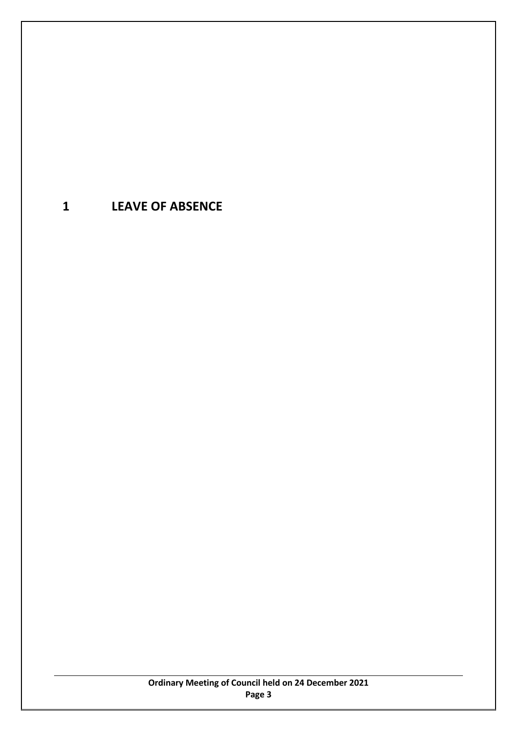# 1 LEAVE OF ABSENCE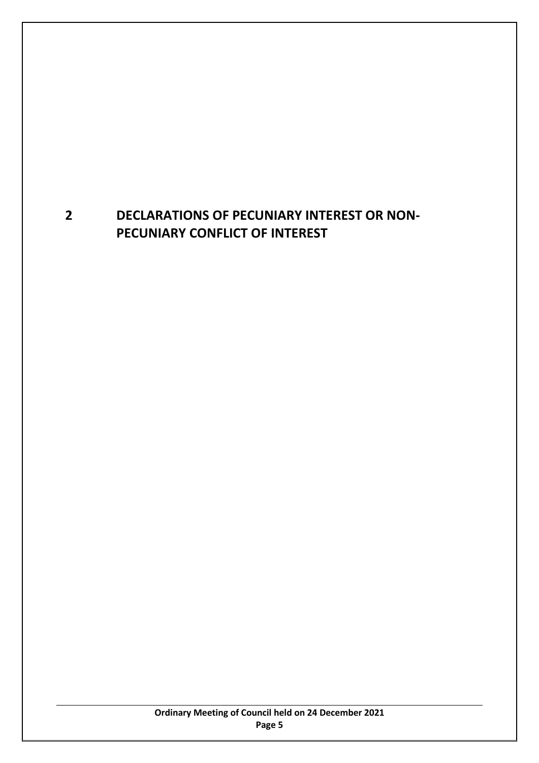# 2 DECLARATIONS OF PECUNIARY INTEREST OR NON-PECUNIARY CONFLICT OF INTEREST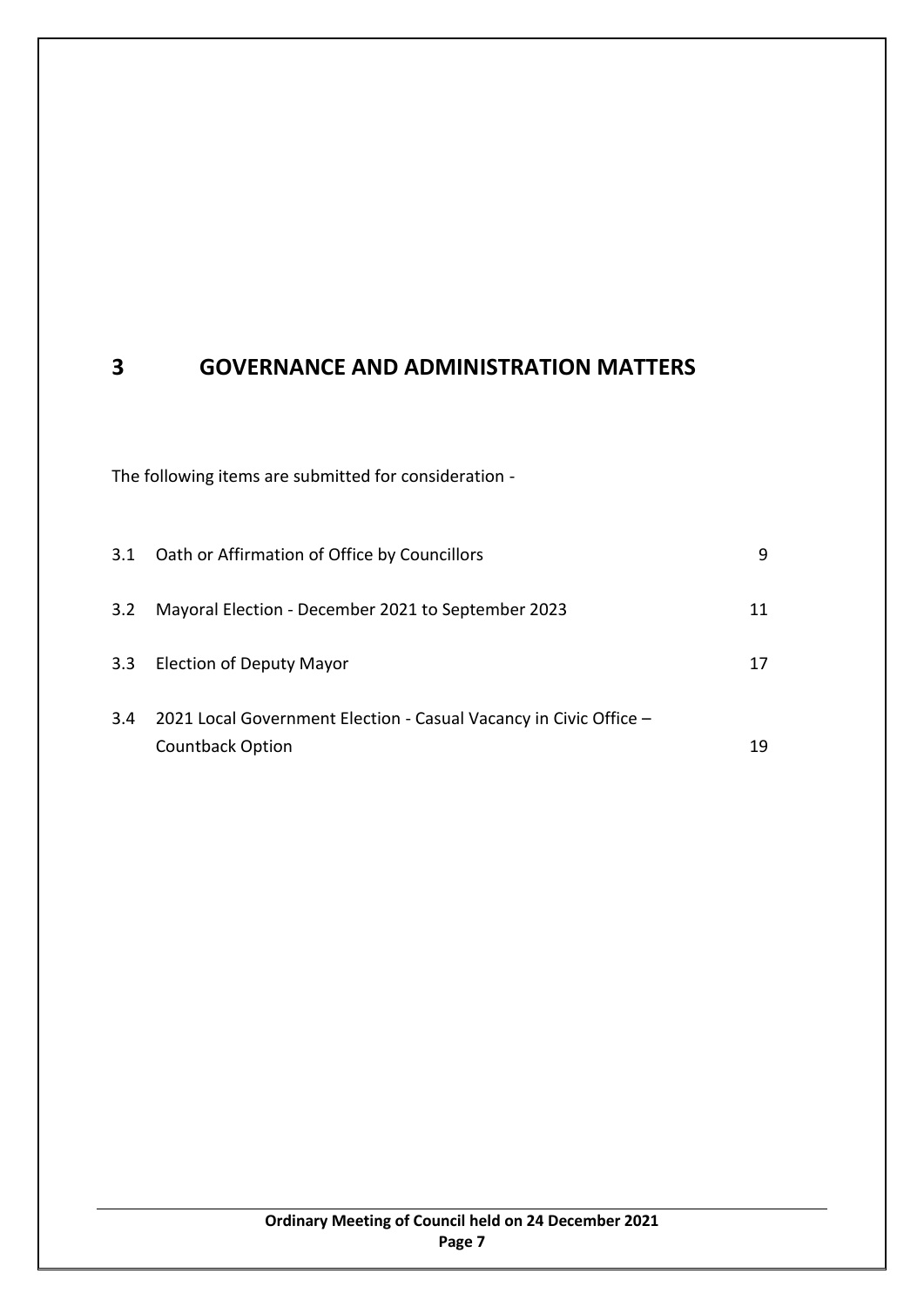# 3 GOVERNANCE AND ADMINISTRATION MATTERS

The following items are submitted for consideration -

| | | |
|---|---|---|
| 3.1 | Oath or Affirmation of Office by Councillors | 9 |
| 3.2 | Mayoral Election - December 2021 to September 2023 | 11 |
| 3.3 | Election of Deputy Mayor | 17 |
| 3.4 | 2021 Local Government Election - Casual Vacancy in Civic Office – Countback Option | 19 |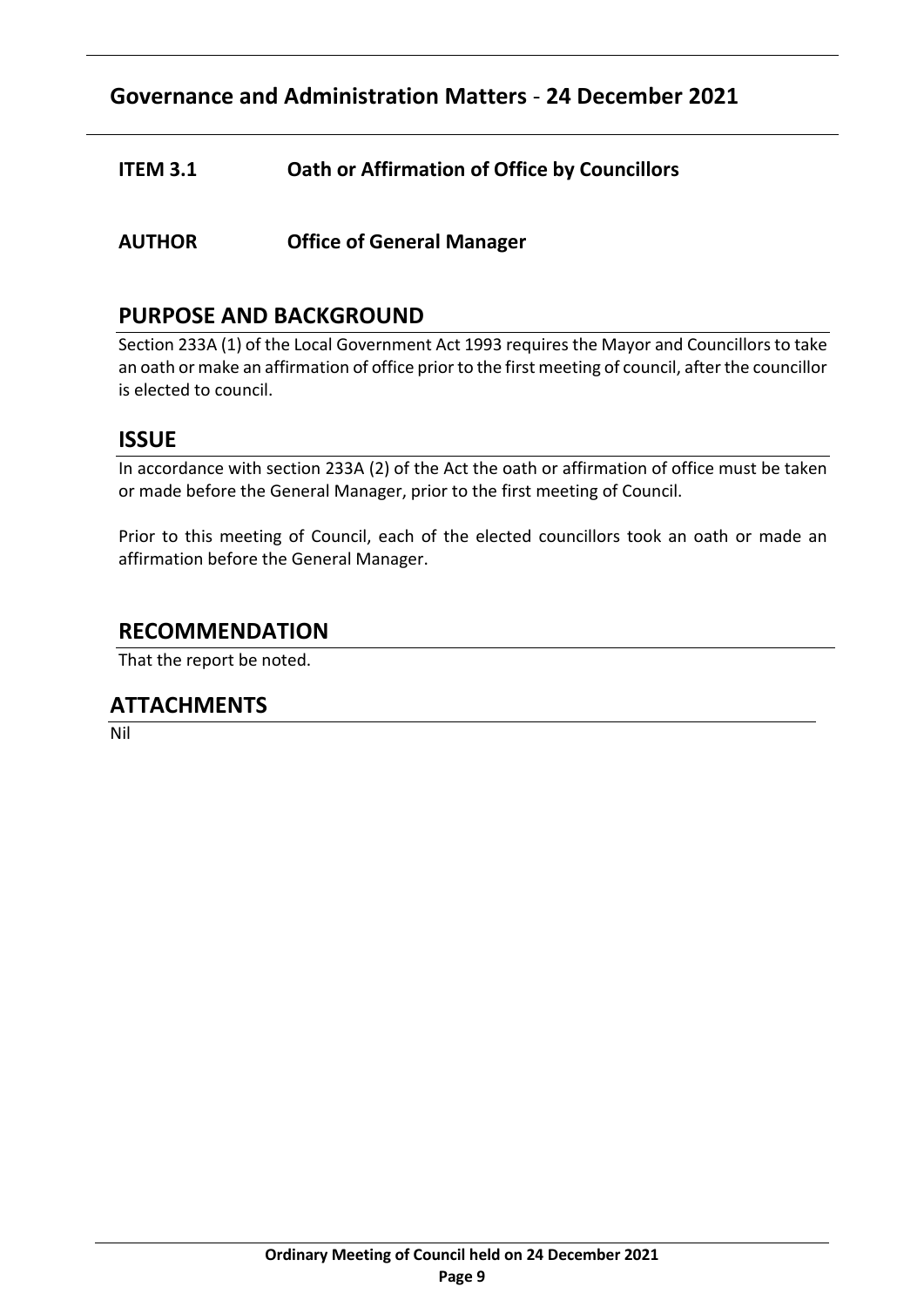## Governance and Administration Matters - 24 December 2021

**ITEM 3.1 Oath or Affirmation of Office by Councillors**

**AUTHOR Office of General Manager**

## PURPOSE AND BACKGROUND

Section 233A (1) of the Local Government Act 1993 requires the Mayor and Councillors to take an oath or make an affirmation of office prior to the first meeting of council, after the councillor is elected to council.

## ISSUE

In accordance with section 233A (2) of the Act the oath or affirmation of office must be taken or made before the General Manager, prior to the first meeting of Council.

Prior to this meeting of Council, each of the elected councillors took an oath or made an affirmation before the General Manager.

## RECOMMENDATION

That the report be noted.

## ATTACHMENTS

Nil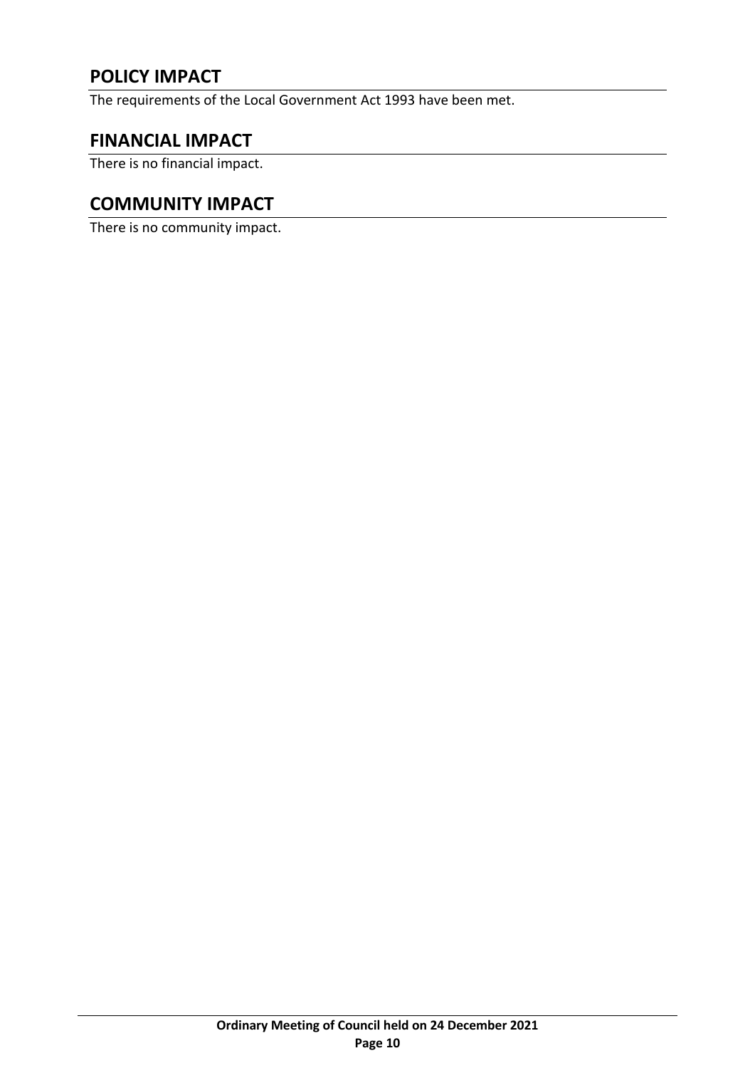## POLICY IMPACT

The requirements of the Local Government Act 1993 have been met.

## FINANCIAL IMPACT

There is no financial impact.

## COMMUNITY IMPACT

There is no community impact.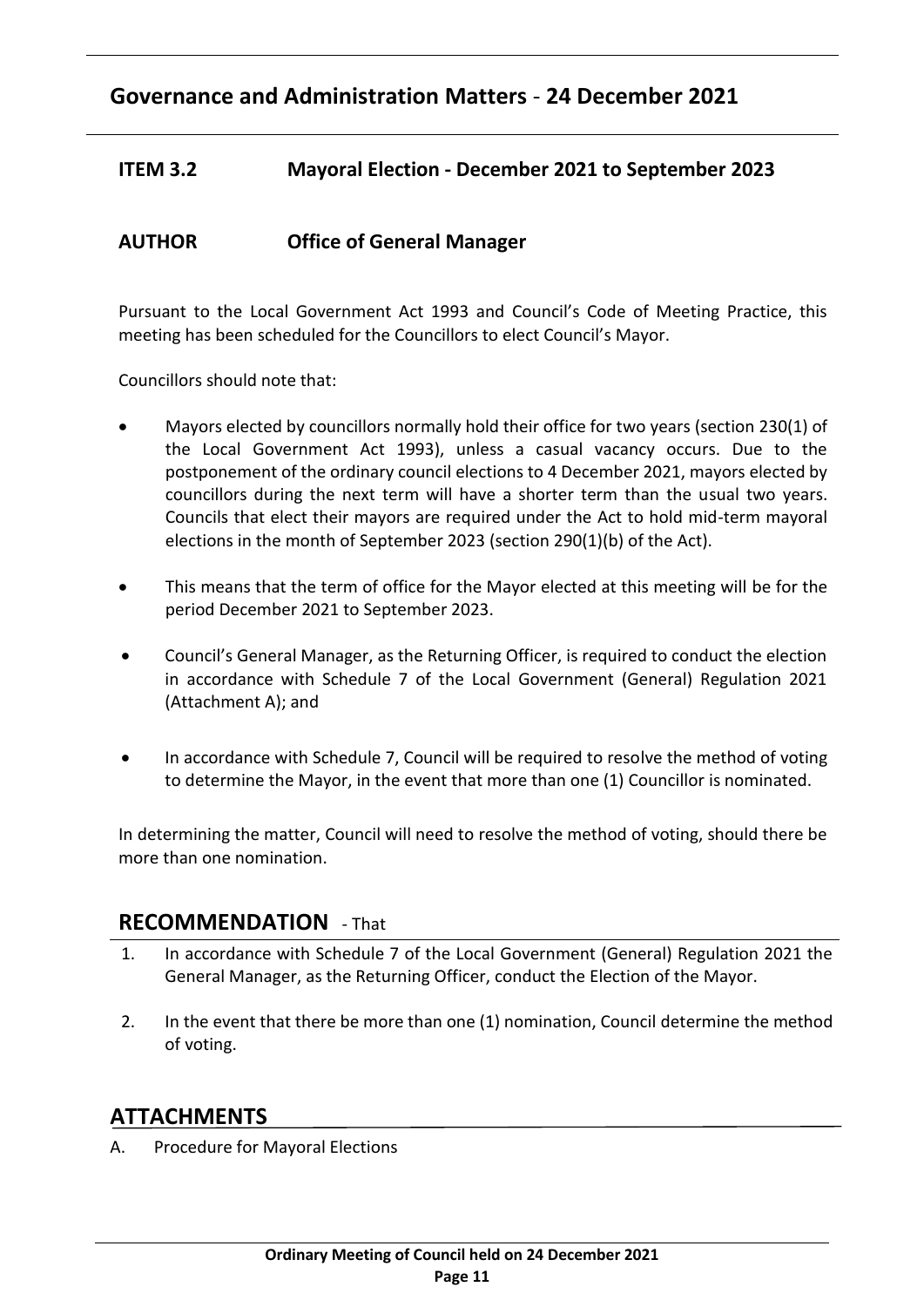## Governance and Administration Matters - 24 December 2021

### ITEM 3.2 Mayoral Election - December 2021 to September 2023

### AUTHOR Office of General Manager

Pursuant to the Local Government Act 1993 and Council's Code of Meeting Practice, this meeting has been scheduled for the Councillors to elect Council's Mayor.

Councillors should note that:

- Mayors elected by councillors normally hold their office for two years (section 230(1) of the Local Government Act 1993), unless a casual vacancy occurs. Due to the postponement of the ordinary council elections to 4 December 2021, mayors elected by councillors during the next term will have a shorter term than the usual two years. Councils that elect their mayors are required under the Act to hold mid-term mayoral elections in the month of September 2023 (section 290(1)(b) of the Act).
- This means that the term of office for the Mayor elected at this meeting will be for the period December 2021 to September 2023.
- Council's General Manager, as the Returning Officer, is required to conduct the election in accordance with Schedule 7 of the Local Government (General) Regulation 2021 (Attachment A); and
- In accordance with Schedule 7, Council will be required to resolve the method of voting to determine the Mayor, in the event that more than one (1) Councillor is nominated.

In determining the matter, Council will need to resolve the method of voting, should there be more than one nomination.

## RECOMMENDATION - That

1. In accordance with Schedule 7 of the Local Government (General) Regulation 2021 the General Manager, as the Returning Officer, conduct the Election of the Mayor.
2. In the event that there be more than one (1) nomination, Council determine the method of voting.

## ATTACHMENTS

A. Procedure for Mayoral Elections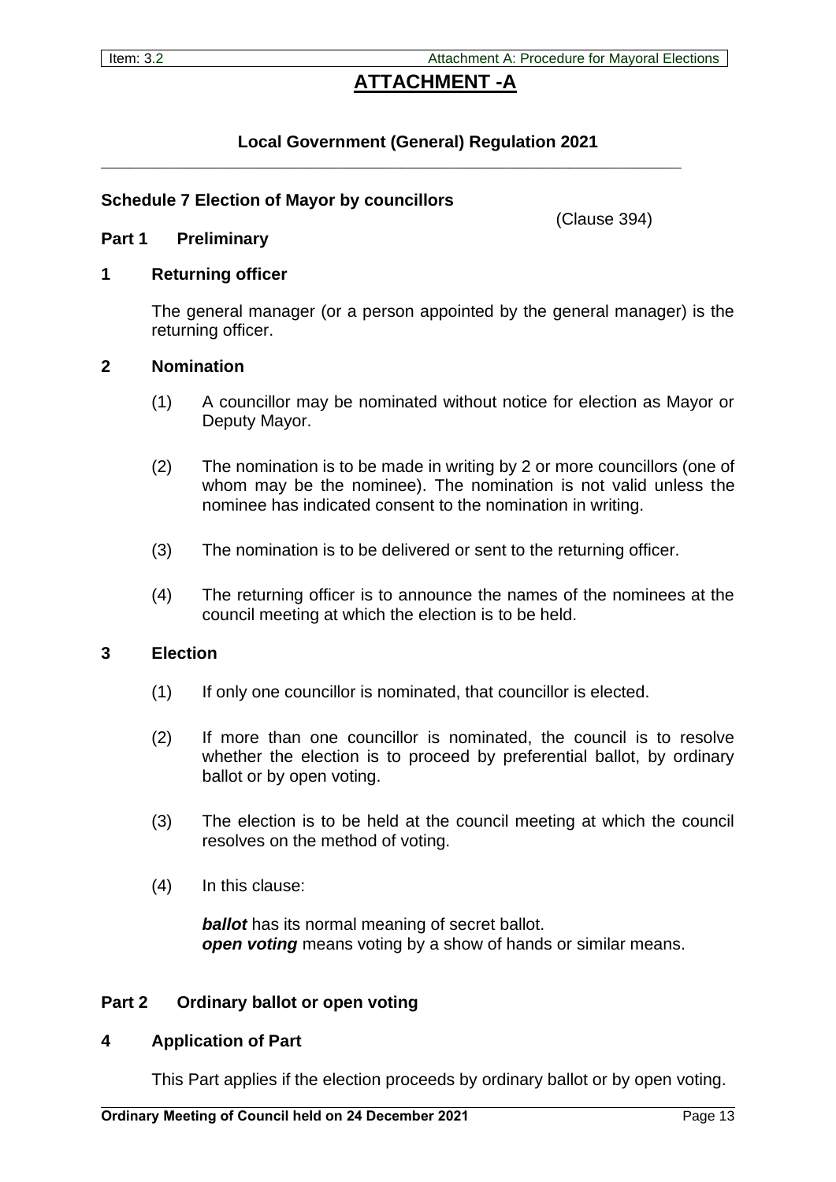# ATTACHMENT -A

**Local Government (General) Regulation 2021**

---

**Schedule 7 Election of Mayor by councillors**

(Clause 394)

## Part 1 Preliminary

### 1 Returning officer

The general manager (or a person appointed by the general manager) is the returning officer.

### 2 Nomination

(1) A councillor may be nominated without notice for election as Mayor or Deputy Mayor.

(2) The nomination is to be made in writing by 2 or more councillors (one of whom may be the nominee). The nomination is not valid unless the nominee has indicated consent to the nomination in writing.

(3) The nomination is to be delivered or sent to the returning officer.

(4) The returning officer is to announce the names of the nominees at the council meeting at which the election is to be held.

### 3 Election

(1) If only one councillor is nominated, that councillor is elected.

(2) If more than one councillor is nominated, the council is to resolve whether the election is to proceed by preferential ballot, by ordinary ballot or by open voting.

(3) The election is to be held at the council meeting at which the council resolves on the method of voting.

(4) In this clause:

***ballot*** has its normal meaning of secret ballot.
***open voting*** means voting by a show of hands or similar means.

## Part 2 Ordinary ballot or open voting

### 4 Application of Part

This Part applies if the election proceeds by ordinary ballot or by open voting.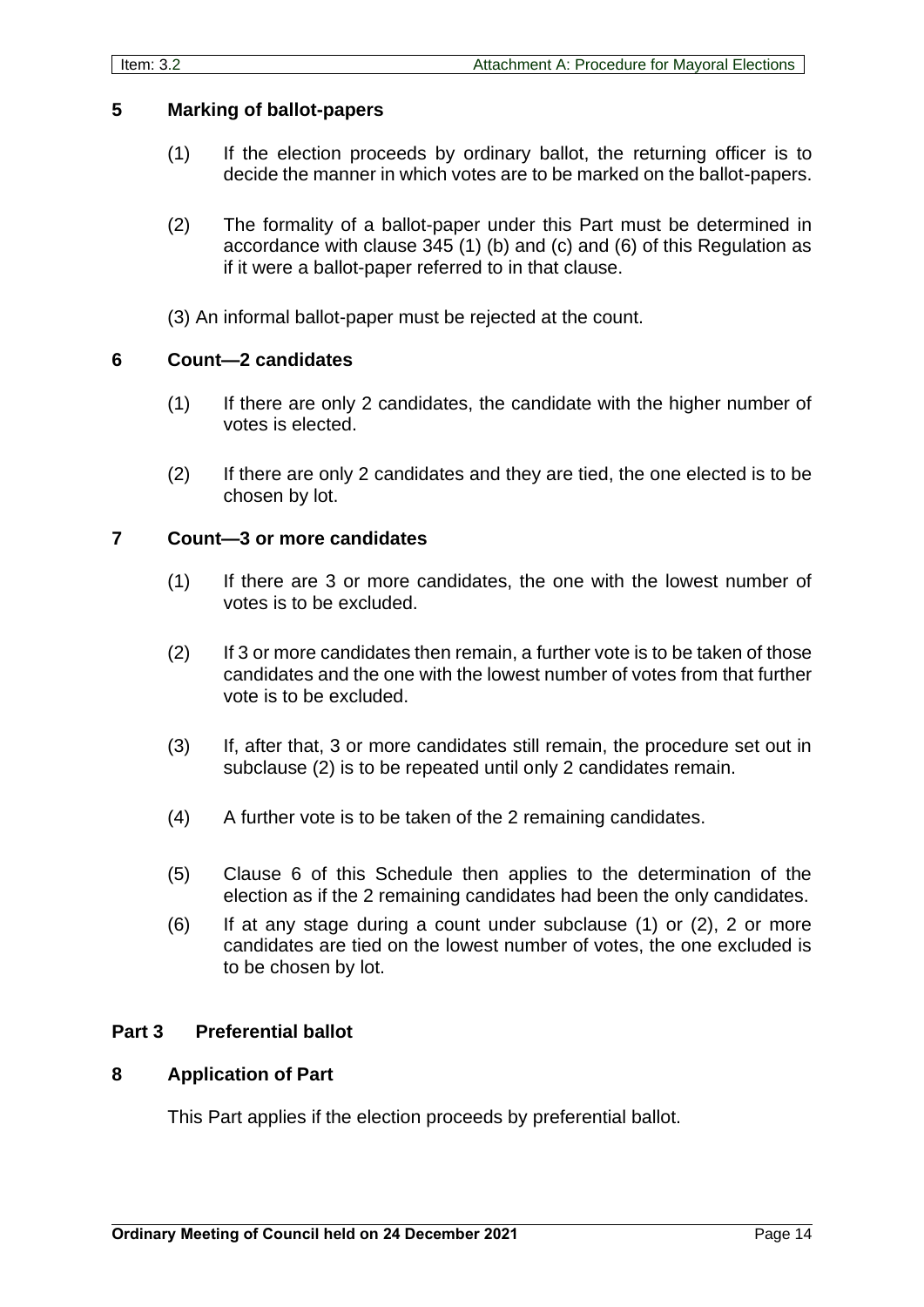### 5 Marking of ballot-papers

(1) If the election proceeds by ordinary ballot, the returning officer is to decide the manner in which votes are to be marked on the ballot-papers.

(2) The formality of a ballot-paper under this Part must be determined in accordance with clause 345 (1) (b) and (c) and (6) of this Regulation as if it were a ballot-paper referred to in that clause.

(3) An informal ballot-paper must be rejected at the count.

### 6 Count—2 candidates

(1) If there are only 2 candidates, the candidate with the higher number of votes is elected.

(2) If there are only 2 candidates and they are tied, the one elected is to be chosen by lot.

### 7 Count—3 or more candidates

(1) If there are 3 or more candidates, the one with the lowest number of votes is to be excluded.

(2) If 3 or more candidates then remain, a further vote is to be taken of those candidates and the one with the lowest number of votes from that further vote is to be excluded.

(3) If, after that, 3 or more candidates still remain, the procedure set out in subclause (2) is to be repeated until only 2 candidates remain.

(4) A further vote is to be taken of the 2 remaining candidates.

(5) Clause 6 of this Schedule then applies to the determination of the election as if the 2 remaining candidates had been the only candidates.

(6) If at any stage during a count under subclause (1) or (2), 2 or more candidates are tied on the lowest number of votes, the one excluded is to be chosen by lot.

## Part 3 Preferential ballot

### 8 Application of Part

This Part applies if the election proceeds by preferential ballot.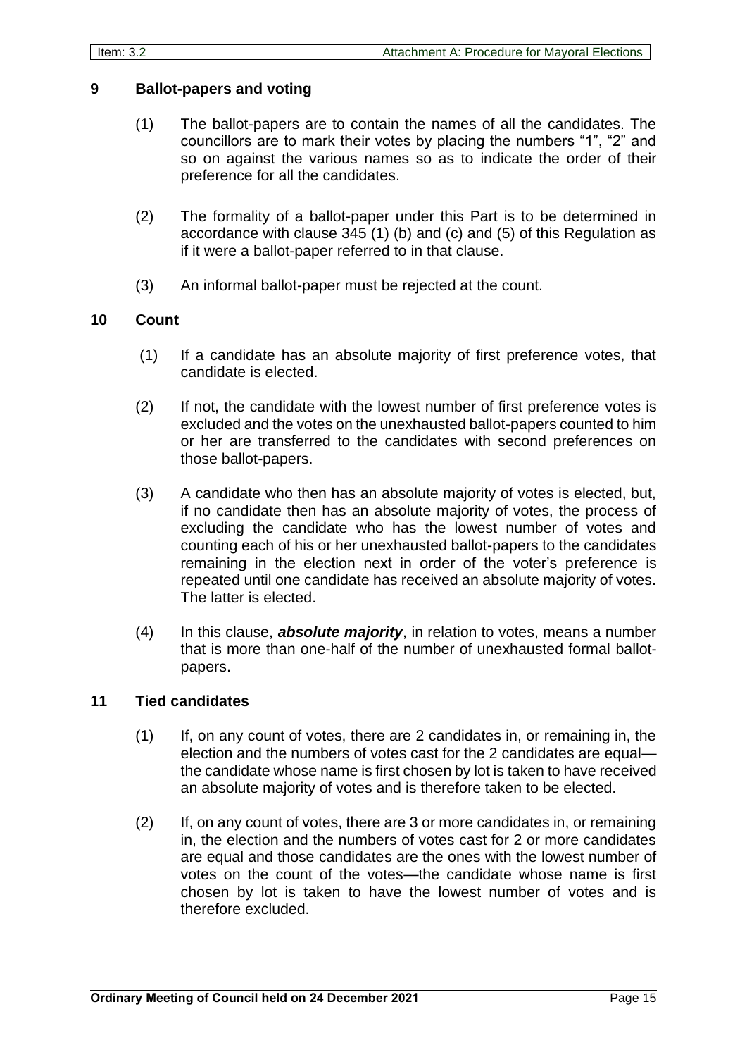## 9 Ballot-papers and voting

(1) The ballot-papers are to contain the names of all the candidates. The councillors are to mark their votes by placing the numbers "1", "2" and so on against the various names so as to indicate the order of their preference for all the candidates.

(2) The formality of a ballot-paper under this Part is to be determined in accordance with clause 345 (1) (b) and (c) and (5) of this Regulation as if it were a ballot-paper referred to in that clause.

(3) An informal ballot-paper must be rejected at the count.

## 10 Count

(1) If a candidate has an absolute majority of first preference votes, that candidate is elected.

(2) If not, the candidate with the lowest number of first preference votes is excluded and the votes on the unexhausted ballot-papers counted to him or her are transferred to the candidates with second preferences on those ballot-papers.

(3) A candidate who then has an absolute majority of votes is elected, but, if no candidate then has an absolute majority of votes, the process of excluding the candidate who has the lowest number of votes and counting each of his or her unexhausted ballot-papers to the candidates remaining in the election next in order of the voter's preference is repeated until one candidate has received an absolute majority of votes. The latter is elected.

(4) In this clause, ***absolute majority***, in relation to votes, means a number that is more than one-half of the number of unexhausted formal ballot-papers.

## 11 Tied candidates

(1) If, on any count of votes, there are 2 candidates in, or remaining in, the election and the numbers of votes cast for the 2 candidates are equal—the candidate whose name is first chosen by lot is taken to have received an absolute majority of votes and is therefore taken to be elected.

(2) If, on any count of votes, there are 3 or more candidates in, or remaining in, the election and the numbers of votes cast for 2 or more candidates are equal and those candidates are the ones with the lowest number of votes on the count of the votes—the candidate whose name is first chosen by lot is taken to have the lowest number of votes and is therefore excluded.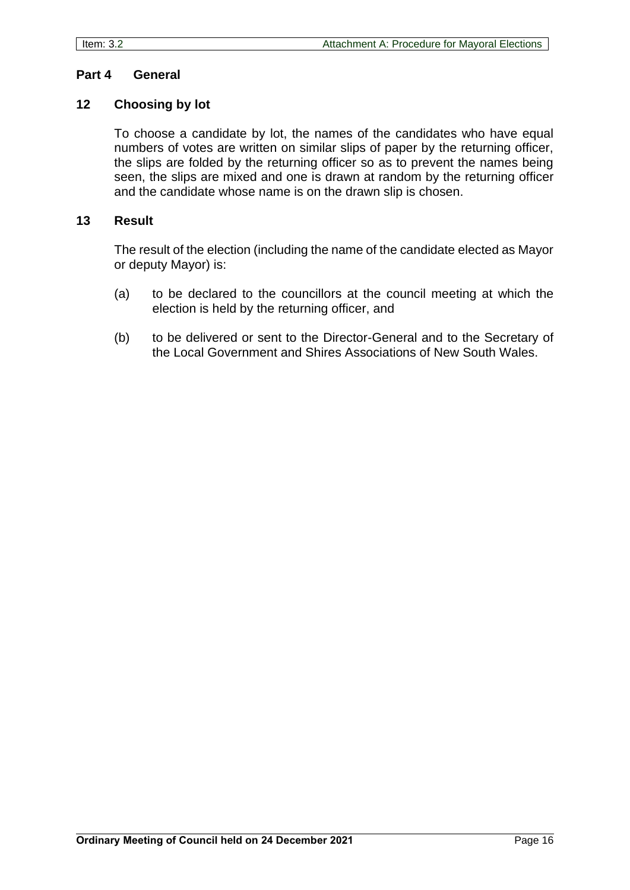## Part 4 General

### 12 Choosing by lot

To choose a candidate by lot, the names of the candidates who have equal numbers of votes are written on similar slips of paper by the returning officer, the slips are folded by the returning officer so as to prevent the names being seen, the slips are mixed and one is drawn at random by the returning officer and the candidate whose name is on the drawn slip is chosen.

### 13 Result

The result of the election (including the name of the candidate elected as Mayor or deputy Mayor) is:

(a) to be declared to the councillors at the council meeting at which the election is held by the returning officer, and

(b) to be delivered or sent to the Director-General and to the Secretary of the Local Government and Shires Associations of New South Wales.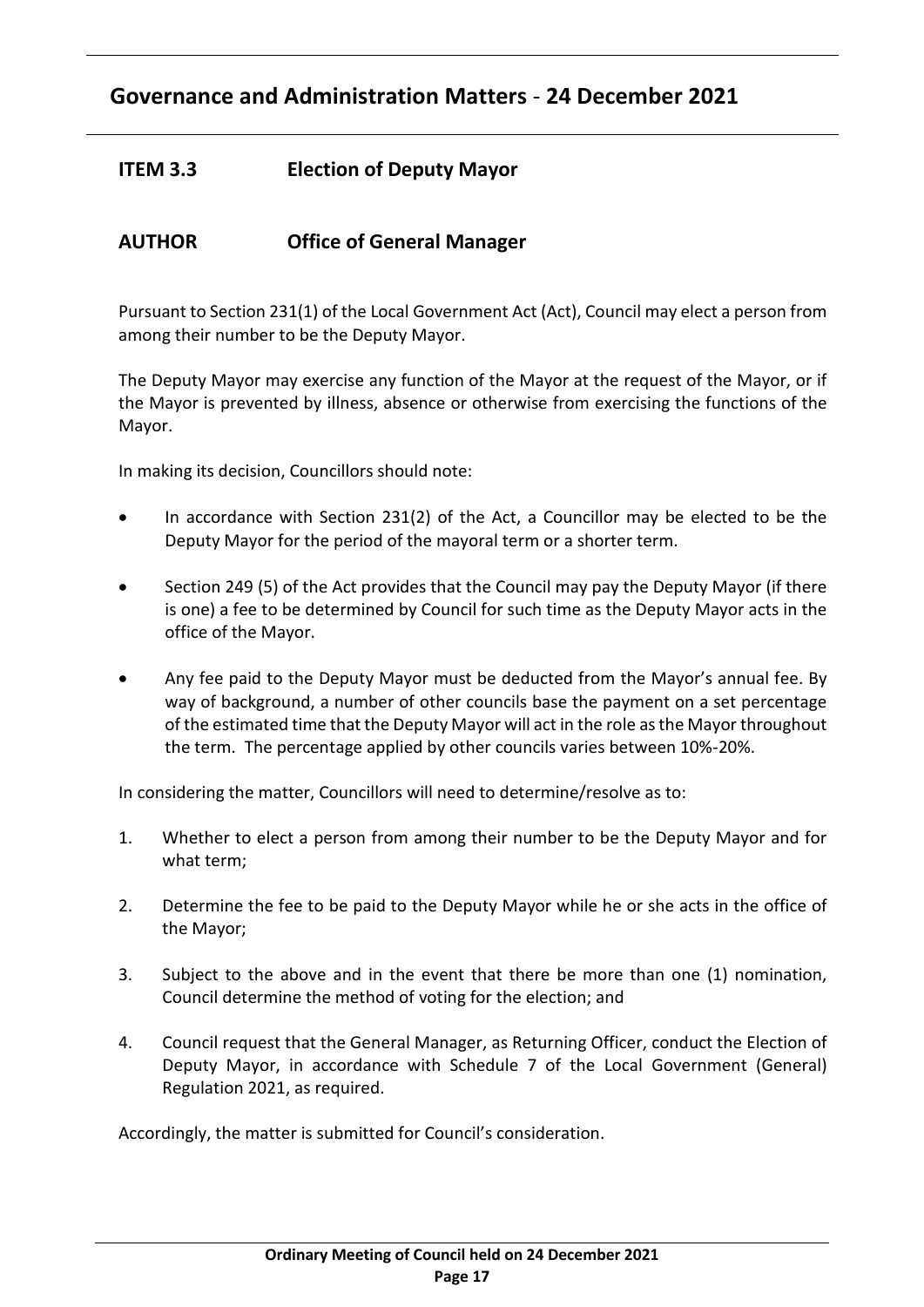## Governance and Administration Matters - 24 December 2021

### ITEM 3.3 Election of Deputy Mayor

### AUTHOR Office of General Manager

Pursuant to Section 231(1) of the Local Government Act (Act), Council may elect a person from among their number to be the Deputy Mayor.

The Deputy Mayor may exercise any function of the Mayor at the request of the Mayor, or if the Mayor is prevented by illness, absence or otherwise from exercising the functions of the Mayor.

In making its decision, Councillors should note:

- In accordance with Section 231(2) of the Act, a Councillor may be elected to be the Deputy Mayor for the period of the mayoral term or a shorter term.
- Section 249 (5) of the Act provides that the Council may pay the Deputy Mayor (if there is one) a fee to be determined by Council for such time as the Deputy Mayor acts in the office of the Mayor.
- Any fee paid to the Deputy Mayor must be deducted from the Mayor's annual fee. By way of background, a number of other councils base the payment on a set percentage of the estimated time that the Deputy Mayor will act in the role as the Mayor throughout the term. The percentage applied by other councils varies between 10%-20%.

In considering the matter, Councillors will need to determine/resolve as to:

1. Whether to elect a person from among their number to be the Deputy Mayor and for what term;
2. Determine the fee to be paid to the Deputy Mayor while he or she acts in the office of the Mayor;
3. Subject to the above and in the event that there be more than one (1) nomination, Council determine the method of voting for the election; and
4. Council request that the General Manager, as Returning Officer, conduct the Election of Deputy Mayor, in accordance with Schedule 7 of the Local Government (General) Regulation 2021, as required.

Accordingly, the matter is submitted for Council's consideration.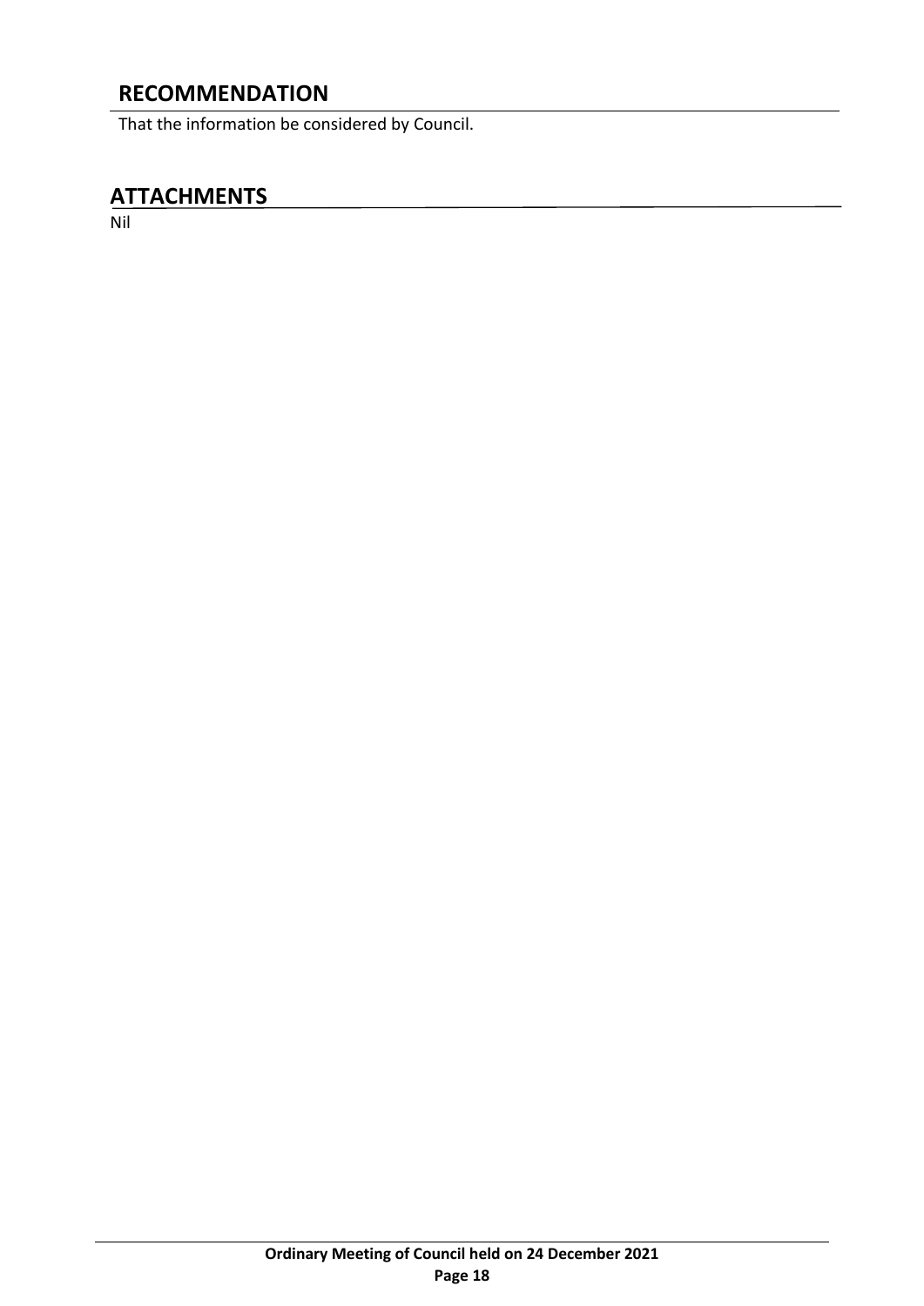## RECOMMENDATION

That the information be considered by Council.

## ATTACHMENTS

Nil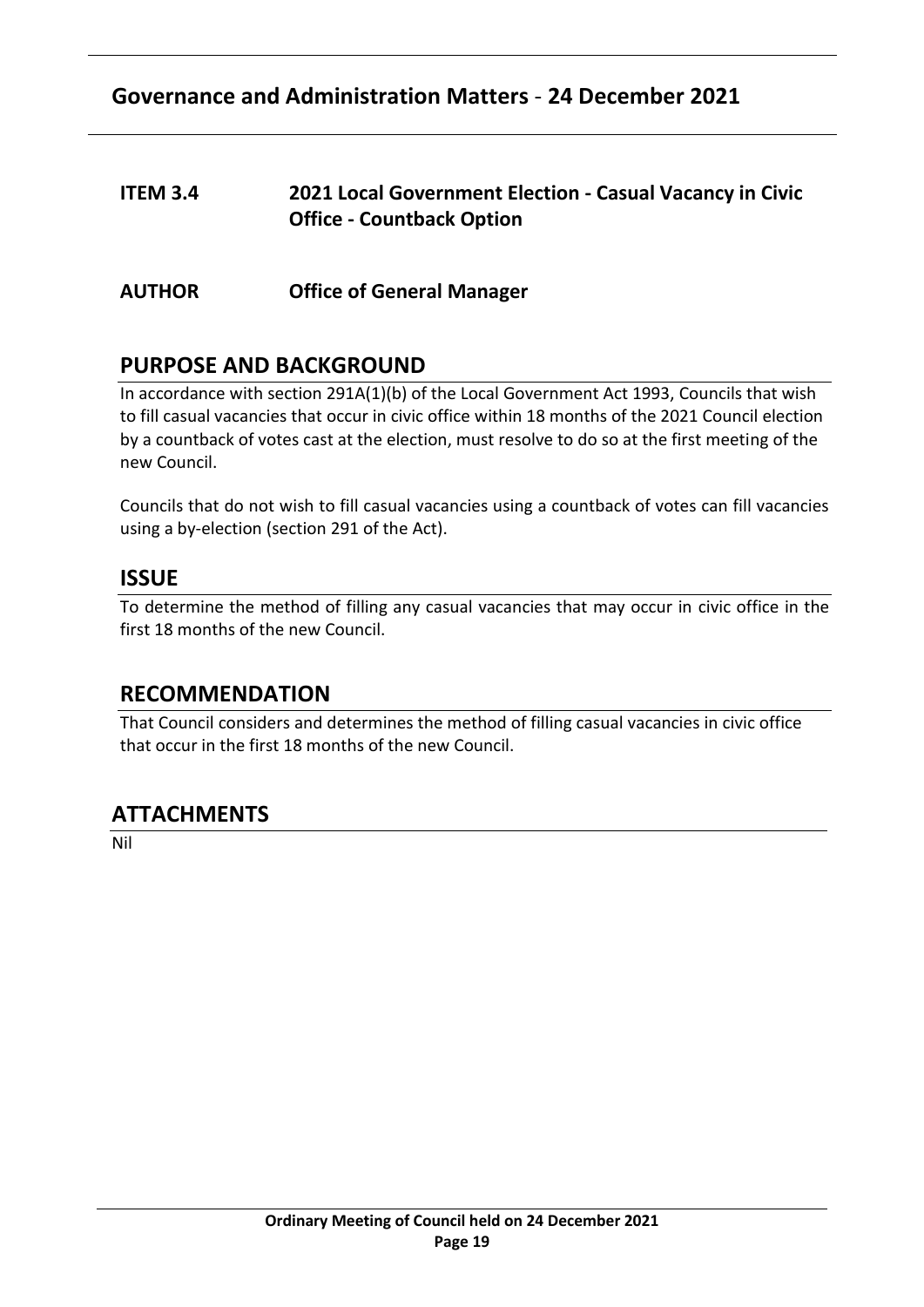## ITEM 3.4 2021 Local Government Election - Casual Vacancy in Civic Office - Countback Option

**AUTHOR** Office of General Manager

## PURPOSE AND BACKGROUND

In accordance with section 291A(1)(b) of the Local Government Act 1993, Councils that wish to fill casual vacancies that occur in civic office within 18 months of the 2021 Council election by a countback of votes cast at the election, must resolve to do so at the first meeting of the new Council.

Councils that do not wish to fill casual vacancies using a countback of votes can fill vacancies using a by-election (section 291 of the Act).

## ISSUE

To determine the method of filling any casual vacancies that may occur in civic office in the first 18 months of the new Council.

## RECOMMENDATION

That Council considers and determines the method of filling casual vacancies in civic office that occur in the first 18 months of the new Council.

## ATTACHMENTS

Nil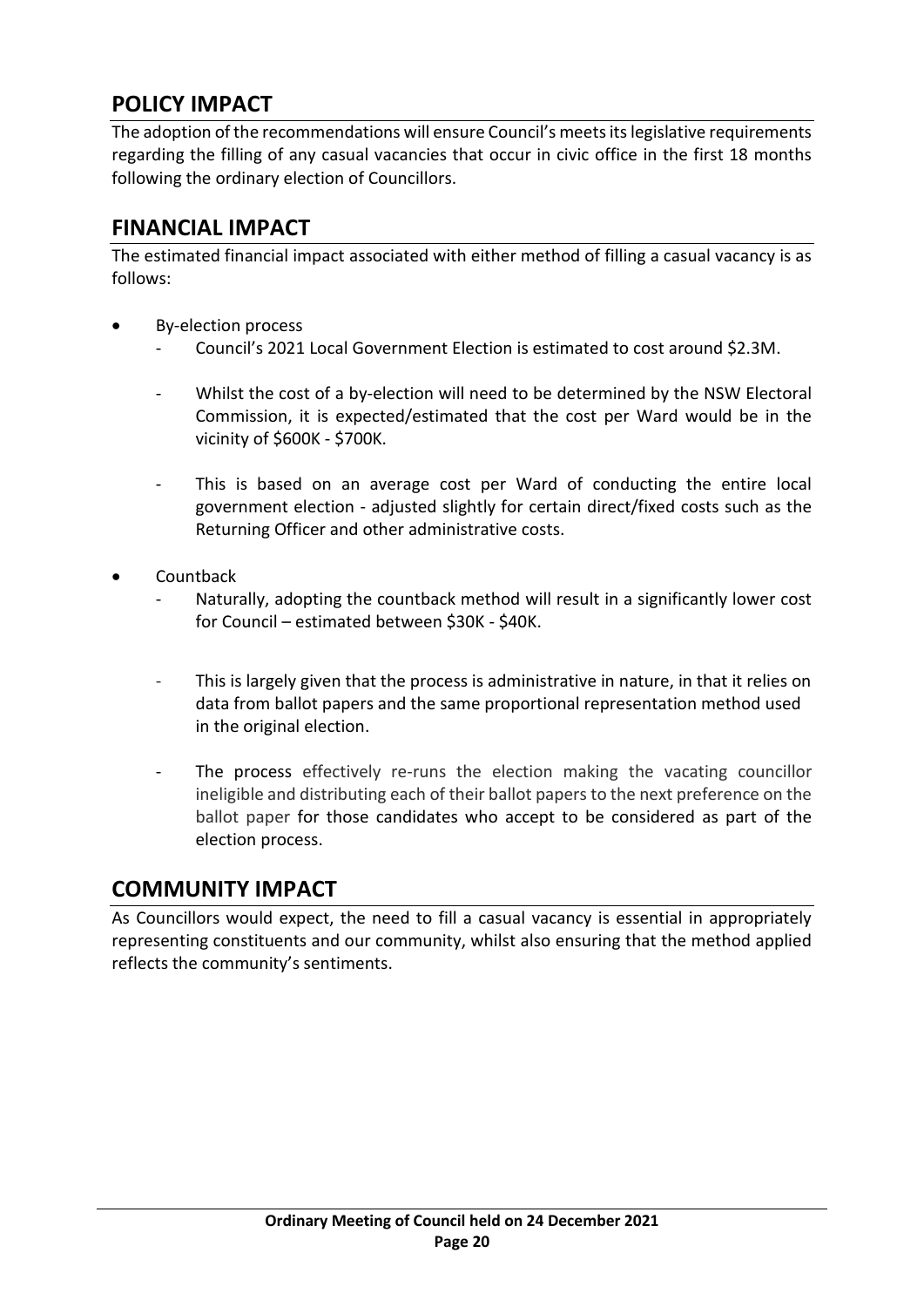## POLICY IMPACT

The adoption of the recommendations will ensure Council's meets its legislative requirements regarding the filling of any casual vacancies that occur in civic office in the first 18 months following the ordinary election of Councillors.

## FINANCIAL IMPACT

The estimated financial impact associated with either method of filling a casual vacancy is as follows:

- By-election process
  - Council's 2021 Local Government Election is estimated to cost around $2.3M.
  - Whilst the cost of a by-election will need to be determined by the NSW Electoral Commission, it is expected/estimated that the cost per Ward would be in the vicinity of $600K - $700K.
  - This is based on an average cost per Ward of conducting the entire local government election - adjusted slightly for certain direct/fixed costs such as the Returning Officer and other administrative costs.
- Countback
  - Naturally, adopting the countback method will result in a significantly lower cost for Council – estimated between $30K - $40K.
  - This is largely given that the process is administrative in nature, in that it relies on data from ballot papers and the same proportional representation method used in the original election.
  - The process effectively re-runs the election making the vacating councillor ineligible and distributing each of their ballot papers to the next preference on the ballot paper for those candidates who accept to be considered as part of the election process.

## COMMUNITY IMPACT

As Councillors would expect, the need to fill a casual vacancy is essential in appropriately representing constituents and our community, whilst also ensuring that the method applied reflects the community's sentiments.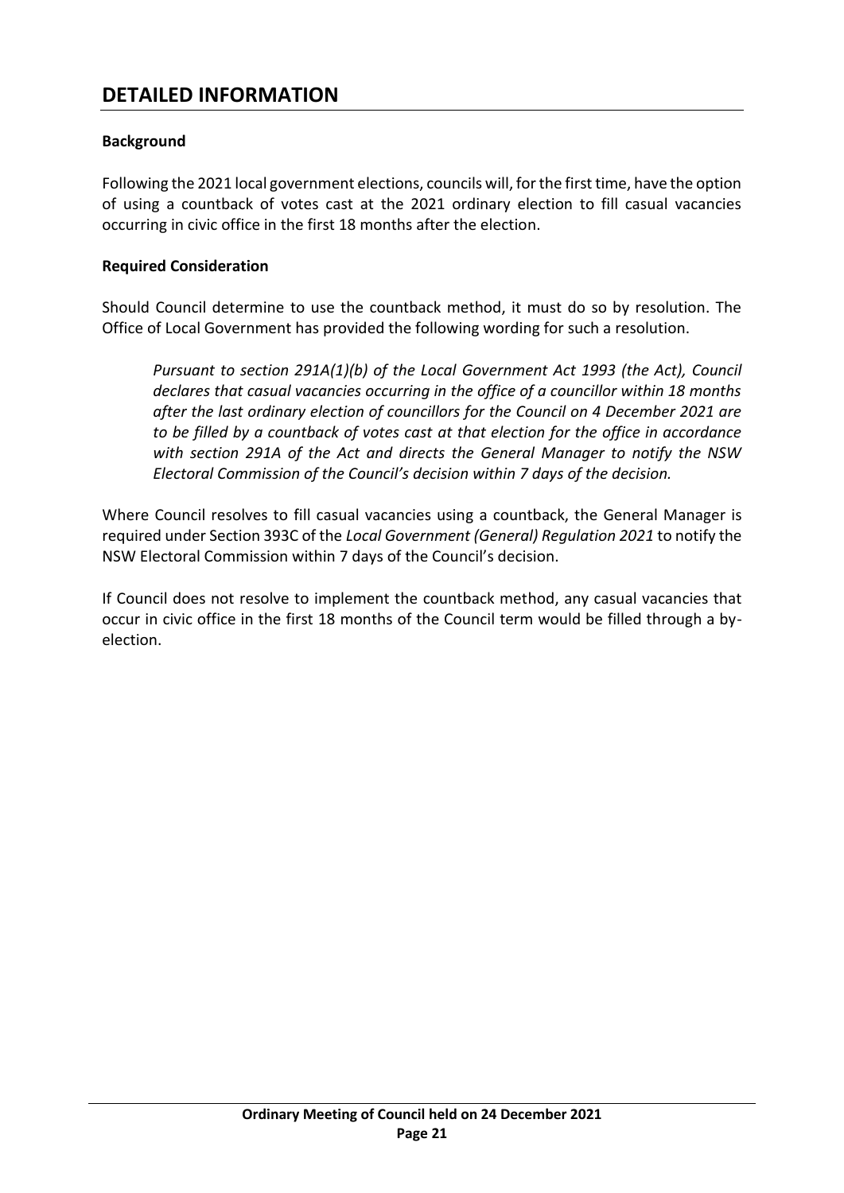## DETAILED INFORMATION

**Background**

Following the 2021 local government elections, councils will, for the first time, have the option of using a countback of votes cast at the 2021 ordinary election to fill casual vacancies occurring in civic office in the first 18 months after the election.

**Required Consideration**

Should Council determine to use the countback method, it must do so by resolution. The Office of Local Government has provided the following wording for such a resolution.

> *Pursuant to section 291A(1)(b) of the Local Government Act 1993 (the Act), Council declares that casual vacancies occurring in the office of a councillor within 18 months after the last ordinary election of councillors for the Council on 4 December 2021 are to be filled by a countback of votes cast at that election for the office in accordance with section 291A of the Act and directs the General Manager to notify the NSW Electoral Commission of the Council's decision within 7 days of the decision.*

Where Council resolves to fill casual vacancies using a countback, the General Manager is required under Section 393C of the *Local Government (General) Regulation 2021* to notify the NSW Electoral Commission within 7 days of the Council's decision.

If Council does not resolve to implement the countback method, any casual vacancies that occur in civic office in the first 18 months of the Council term would be filled through a by-election.